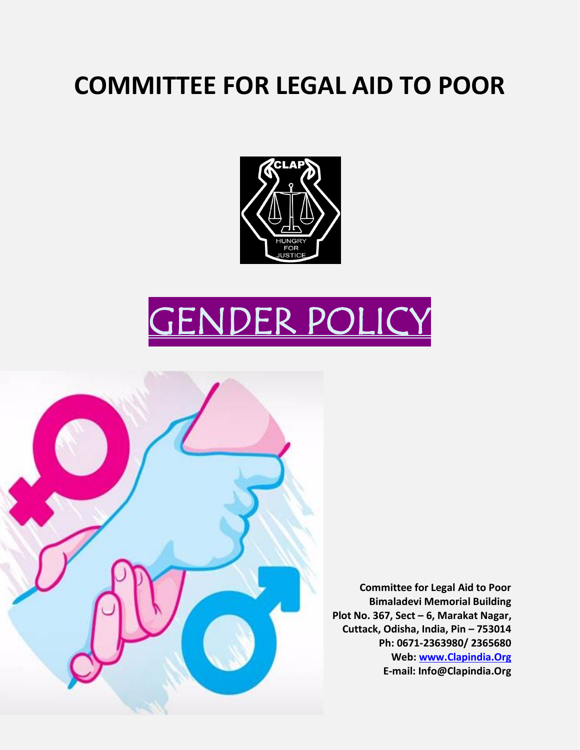# COMMITTEE FOR LEGAL AID TO POOR

# GENDER POLICY

**Committee for Legal Aid to Poor**
**Bimaladevi Memorial Building**
**Plot No. 367, Sect – 6, Marakat Nagar,**
**Cuttack, Odisha, India, Pin – 753014**
**Ph: 0671-2363980/ 2365680**
**Web: [www.Clapindia.Org](http://www.Clapindia.Org)**
**E-mail: Info@Clapindia.Org**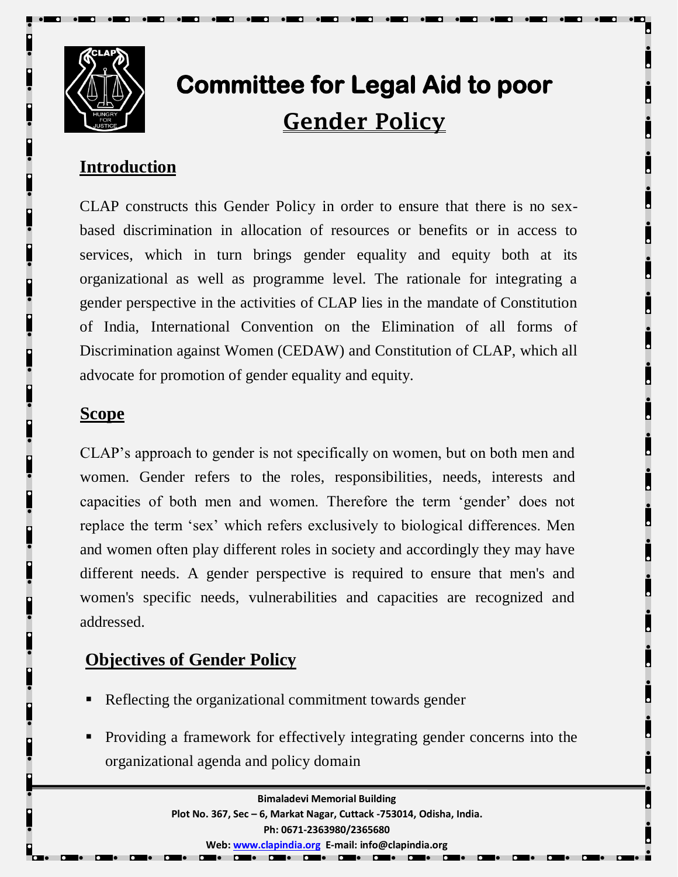# Committee for Legal Aid to poor

## Gender Policy

### Introduction

CLAP constructs this Gender Policy in order to ensure that there is no sex-based discrimination in allocation of resources or benefits or in access to services, which in turn brings gender equality and equity both at its organizational as well as programme level. The rationale for integrating a gender perspective in the activities of CLAP lies in the mandate of Constitution of India, International Convention on the Elimination of all forms of Discrimination against Women (CEDAW) and Constitution of CLAP, which all advocate for promotion of gender equality and equity.

### Scope

CLAP's approach to gender is not specifically on women, but on both men and women. Gender refers to the roles, responsibilities, needs, interests and capacities of both men and women. Therefore the term 'gender' does not replace the term 'sex' which refers exclusively to biological differences. Men and women often play different roles in society and accordingly they may have different needs. A gender perspective is required to ensure that men's and women's specific needs, vulnerabilities and capacities are recognized and addressed.

### Objectives of Gender Policy

- Reflecting the organizational commitment towards gender
- Providing a framework for effectively integrating gender concerns into the organizational agenda and policy domain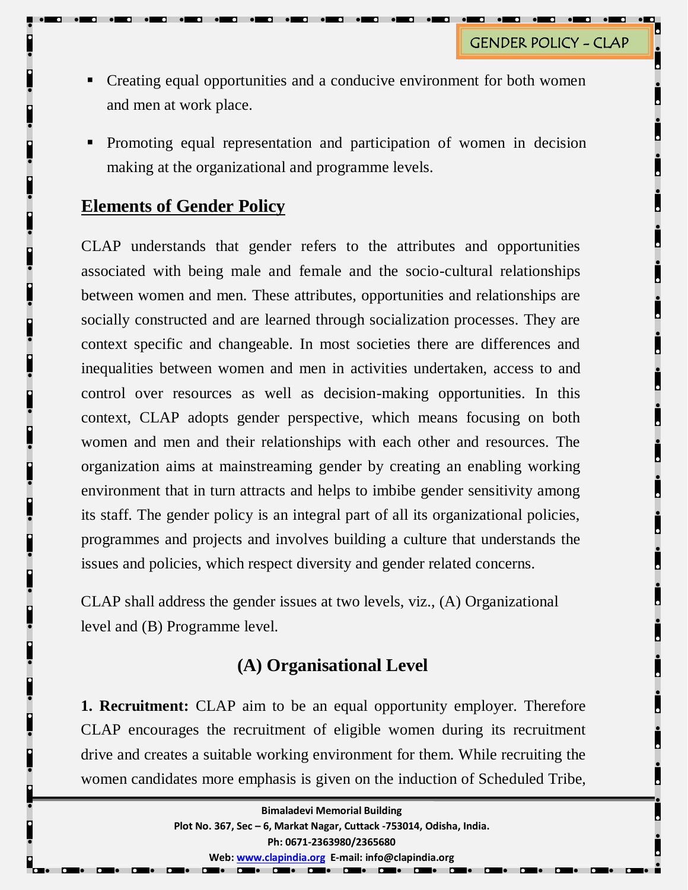- Creating equal opportunities and a conducive environment for both women and men at work place.
- Promoting equal representation and participation of women in decision making at the organizational and programme levels.

## Elements of Gender Policy

CLAP understands that gender refers to the attributes and opportunities associated with being male and female and the socio-cultural relationships between women and men. These attributes, opportunities and relationships are socially constructed and are learned through socialization processes. They are context specific and changeable. In most societies there are differences and inequalities between women and men in activities undertaken, access to and control over resources as well as decision-making opportunities. In this context, CLAP adopts gender perspective, which means focusing on both women and men and their relationships with each other and resources. The organization aims at mainstreaming gender by creating an enabling working environment that in turn attracts and helps to imbibe gender sensitivity among its staff. The gender policy is an integral part of all its organizational policies, programmes and projects and involves building a culture that understands the issues and policies, which respect diversity and gender related concerns.

CLAP shall address the gender issues at two levels, viz., (A) Organizational level and (B) Programme level.

## (A) Organisational Level

**1. Recruitment:** CLAP aim to be an equal opportunity employer. Therefore CLAP encourages the recruitment of eligible women during its recruitment drive and creates a suitable working environment for them. While recruiting the women candidates more emphasis is given on the induction of Scheduled Tribe,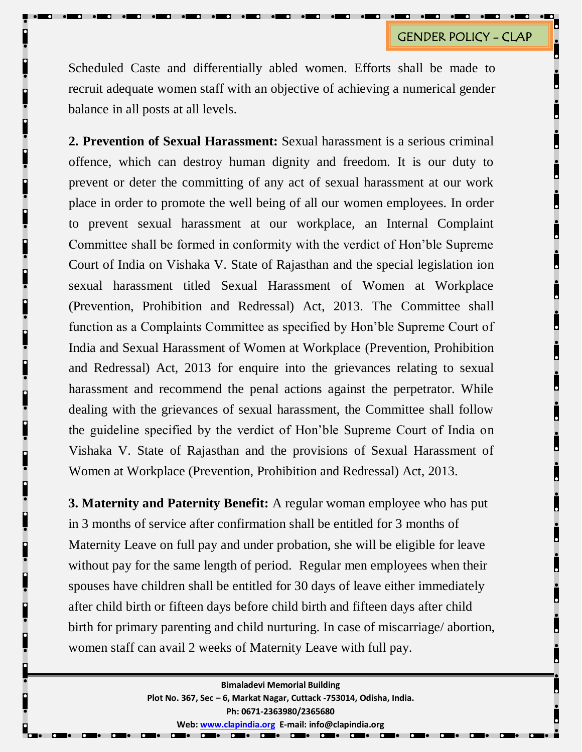Scheduled Caste and differentially abled women. Efforts shall be made to recruit adequate women staff with an objective of achieving a numerical gender balance in all posts at all levels.

**2. Prevention of Sexual Harassment:** Sexual harassment is a serious criminal offence, which can destroy human dignity and freedom. It is our duty to prevent or deter the committing of any act of sexual harassment at our work place in order to promote the well being of all our women employees. In order to prevent sexual harassment at our workplace, an Internal Complaint Committee shall be formed in conformity with the verdict of Hon'ble Supreme Court of India on Vishaka V. State of Rajasthan and the special legislation ion sexual harassment titled Sexual Harassment of Women at Workplace (Prevention, Prohibition and Redressal) Act, 2013. The Committee shall function as a Complaints Committee as specified by Hon'ble Supreme Court of India and Sexual Harassment of Women at Workplace (Prevention, Prohibition and Redressal) Act, 2013 for enquire into the grievances relating to sexual harassment and recommend the penal actions against the perpetrator. While dealing with the grievances of sexual harassment, the Committee shall follow the guideline specified by the verdict of Hon'ble Supreme Court of India on Vishaka V. State of Rajasthan and the provisions of Sexual Harassment of Women at Workplace (Prevention, Prohibition and Redressal) Act, 2013.

**3. Maternity and Paternity Benefit:** A regular woman employee who has put in 3 months of service after confirmation shall be entitled for 3 months of Maternity Leave on full pay and under probation, she will be eligible for leave without pay for the same length of period. Regular men employees when their spouses have children shall be entitled for 30 days of leave either immediately after child birth or fifteen days before child birth and fifteen days after child birth for primary parenting and child nurturing. In case of miscarriage/ abortion, women staff can avail 2 weeks of Maternity Leave with full pay.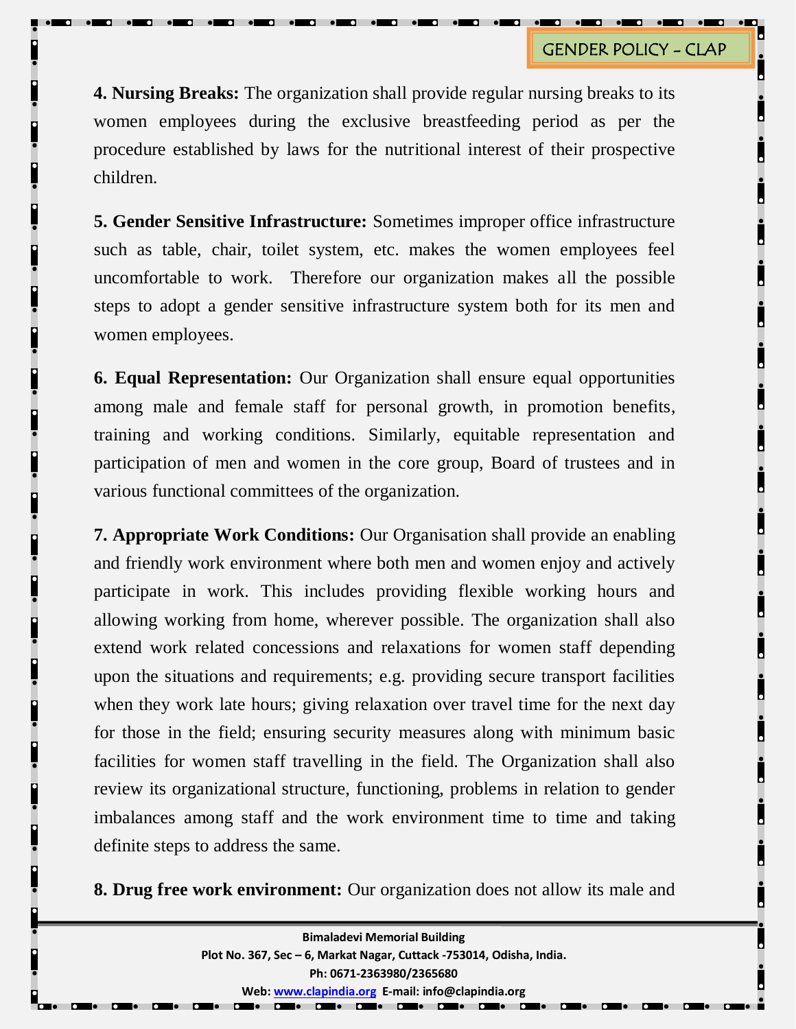**4. Nursing Breaks:** The organization shall provide regular nursing breaks to its women employees during the exclusive breastfeeding period as per the procedure established by laws for the nutritional interest of their prospective children.

**5. Gender Sensitive Infrastructure:** Sometimes improper office infrastructure such as table, chair, toilet system, etc. makes the women employees feel uncomfortable to work. Therefore our organization makes all the possible steps to adopt a gender sensitive infrastructure system both for its men and women employees.

**6. Equal Representation:** Our Organization shall ensure equal opportunities among male and female staff for personal growth, in promotion benefits, training and working conditions. Similarly, equitable representation and participation of men and women in the core group, Board of trustees and in various functional committees of the organization.

**7. Appropriate Work Conditions:** Our Organisation shall provide an enabling and friendly work environment where both men and women enjoy and actively participate in work. This includes providing flexible working hours and allowing working from home, wherever possible. The organization shall also extend work related concessions and relaxations for women staff depending upon the situations and requirements; e.g. providing secure transport facilities when they work late hours; giving relaxation over travel time for the next day for those in the field; ensuring security measures along with minimum basic facilities for women staff travelling in the field. The Organization shall also review its organizational structure, functioning, problems in relation to gender imbalances among staff and the work environment time to time and taking definite steps to address the same.

**8. Drug free work environment:** Our organization does not allow its male and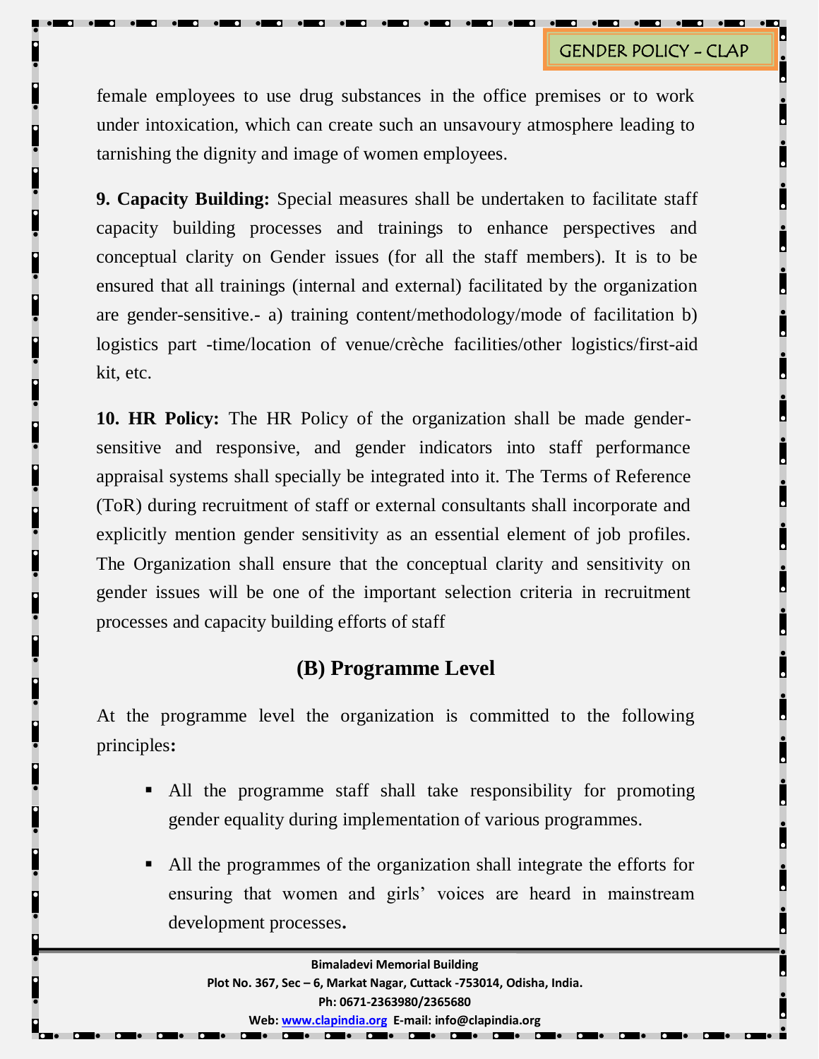female employees to use drug substances in the office premises or to work under intoxication, which can create such an unsavoury atmosphere leading to tarnishing the dignity and image of women employees.

**9. Capacity Building:** Special measures shall be undertaken to facilitate staff capacity building processes and trainings to enhance perspectives and conceptual clarity on Gender issues (for all the staff members). It is to be ensured that all trainings (internal and external) facilitated by the organization are gender-sensitive.- a) training content/methodology/mode of facilitation b) logistics part -time/location of venue/crèche facilities/other logistics/first-aid kit, etc.

**10. HR Policy:** The HR Policy of the organization shall be made gender-sensitive and responsive, and gender indicators into staff performance appraisal systems shall specially be integrated into it. The Terms of Reference (ToR) during recruitment of staff or external consultants shall incorporate and explicitly mention gender sensitivity as an essential element of job profiles. The Organization shall ensure that the conceptual clarity and sensitivity on gender issues will be one of the important selection criteria in recruitment processes and capacity building efforts of staff

## (B) Programme Level

At the programme level the organization is committed to the following principles**:**

- All the programme staff shall take responsibility for promoting gender equality during implementation of various programmes.
- All the programmes of the organization shall integrate the efforts for ensuring that women and girls' voices are heard in mainstream development processes**.**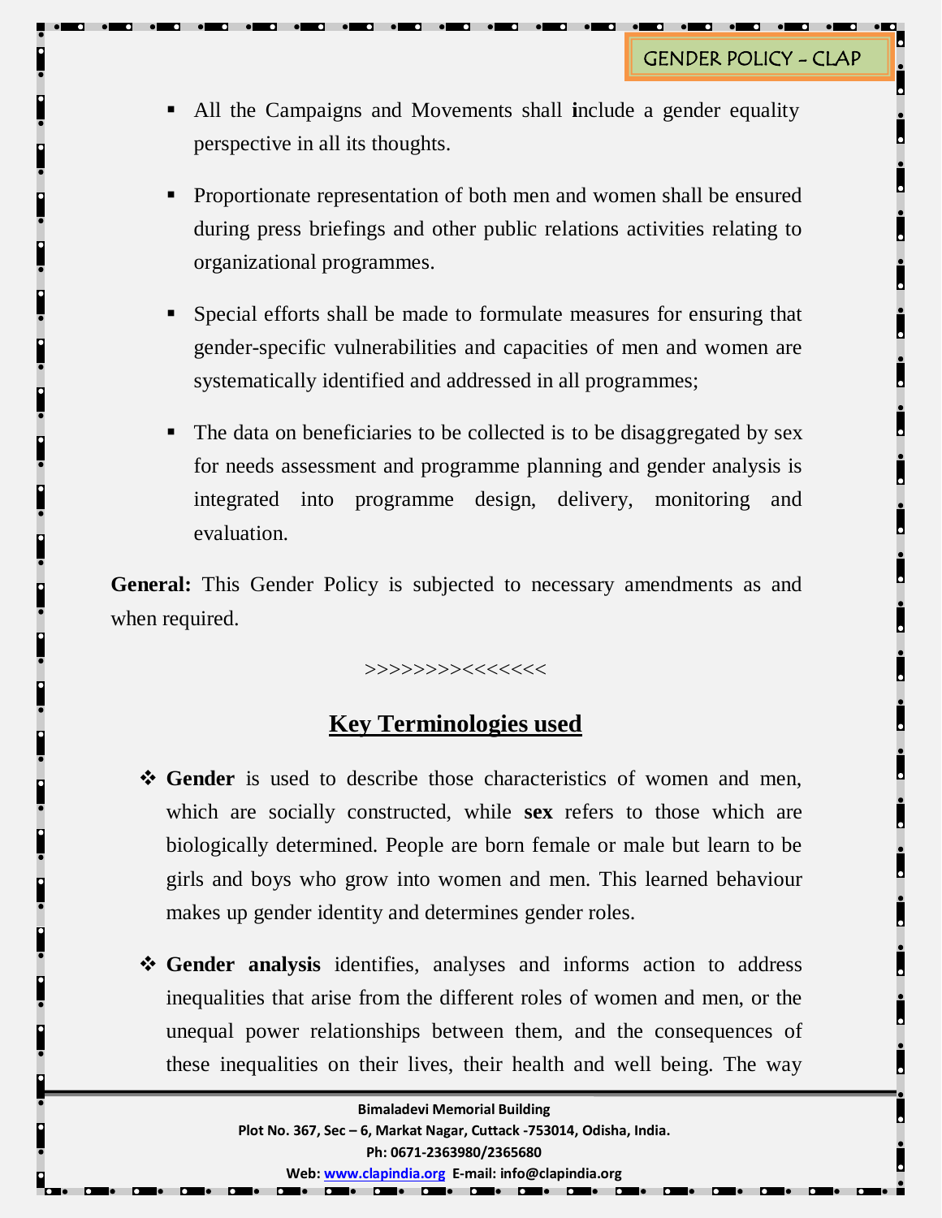- All the Campaigns and Movements shall **i**nclude a gender equality perspective in all its thoughts.
- Proportionate representation of both men and women shall be ensured during press briefings and other public relations activities relating to organizational programmes.
- Special efforts shall be made to formulate measures for ensuring that gender-specific vulnerabilities and capacities of men and women are systematically identified and addressed in all programmes;
- The data on beneficiaries to be collected is to be disaggregated by sex for needs assessment and programme planning and gender analysis is integrated into programme design, delivery, monitoring and evaluation.

**General:** This Gender Policy is subjected to necessary amendments as and when required.

>>>>>>>><<<<<<<

## Key Terminologies used

- **Gender** is used to describe those characteristics of women and men, which are socially constructed, while **sex** refers to those which are biologically determined. People are born female or male but learn to be girls and boys who grow into women and men. This learned behaviour makes up gender identity and determines gender roles.
- **Gender analysis** identifies, analyses and informs action to address inequalities that arise from the different roles of women and men, or the unequal power relationships between them, and the consequences of these inequalities on their lives, their health and well being. The way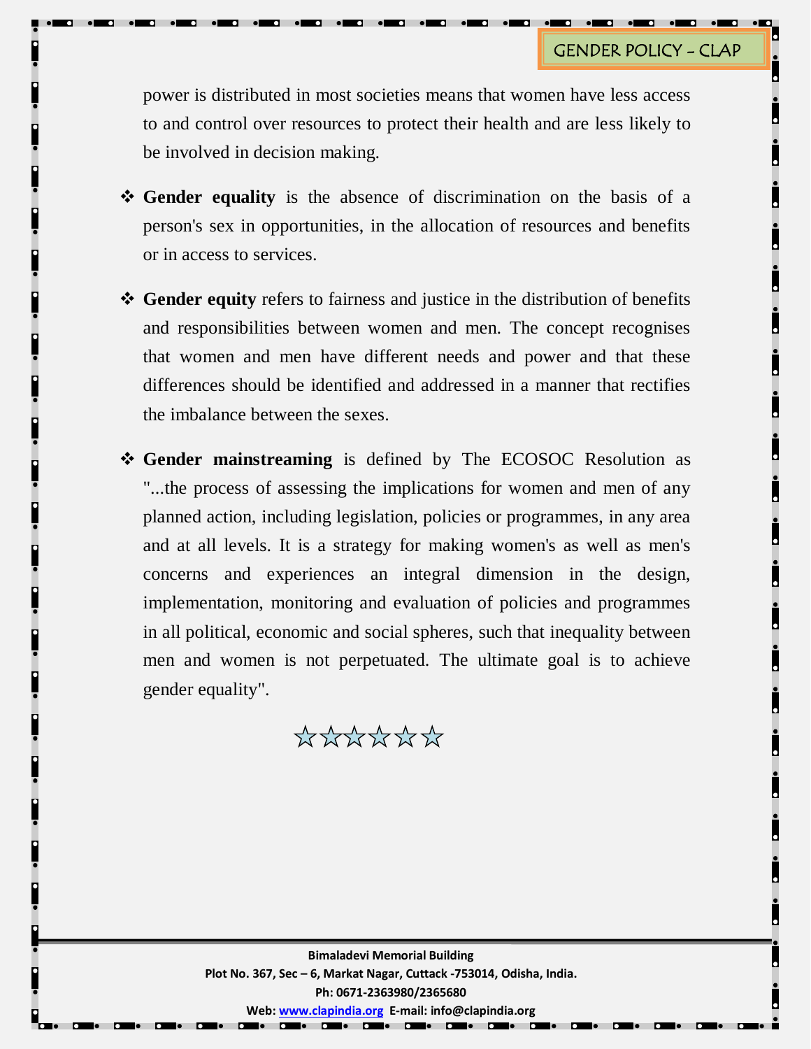power is distributed in most societies means that women have less access to and control over resources to protect their health and are less likely to be involved in decision making.

- **Gender equality** is the absence of discrimination on the basis of a person's sex in opportunities, in the allocation of resources and benefits or in access to services.

- **Gender equity** refers to fairness and justice in the distribution of benefits and responsibilities between women and men. The concept recognises that women and men have different needs and power and that these differences should be identified and addressed in a manner that rectifies the imbalance between the sexes.

- **Gender mainstreaming** is defined by The ECOSOC Resolution as "...the process of assessing the implications for women and men of any planned action, including legislation, policies or programmes, in any area and at all levels. It is a strategy for making women's as well as men's concerns and experiences an integral dimension in the design, implementation, monitoring and evaluation of policies and programmes in all political, economic and social spheres, such that inequality between men and women is not perpetuated. The ultimate goal is to achieve gender equality".

☆☆☆☆☆☆